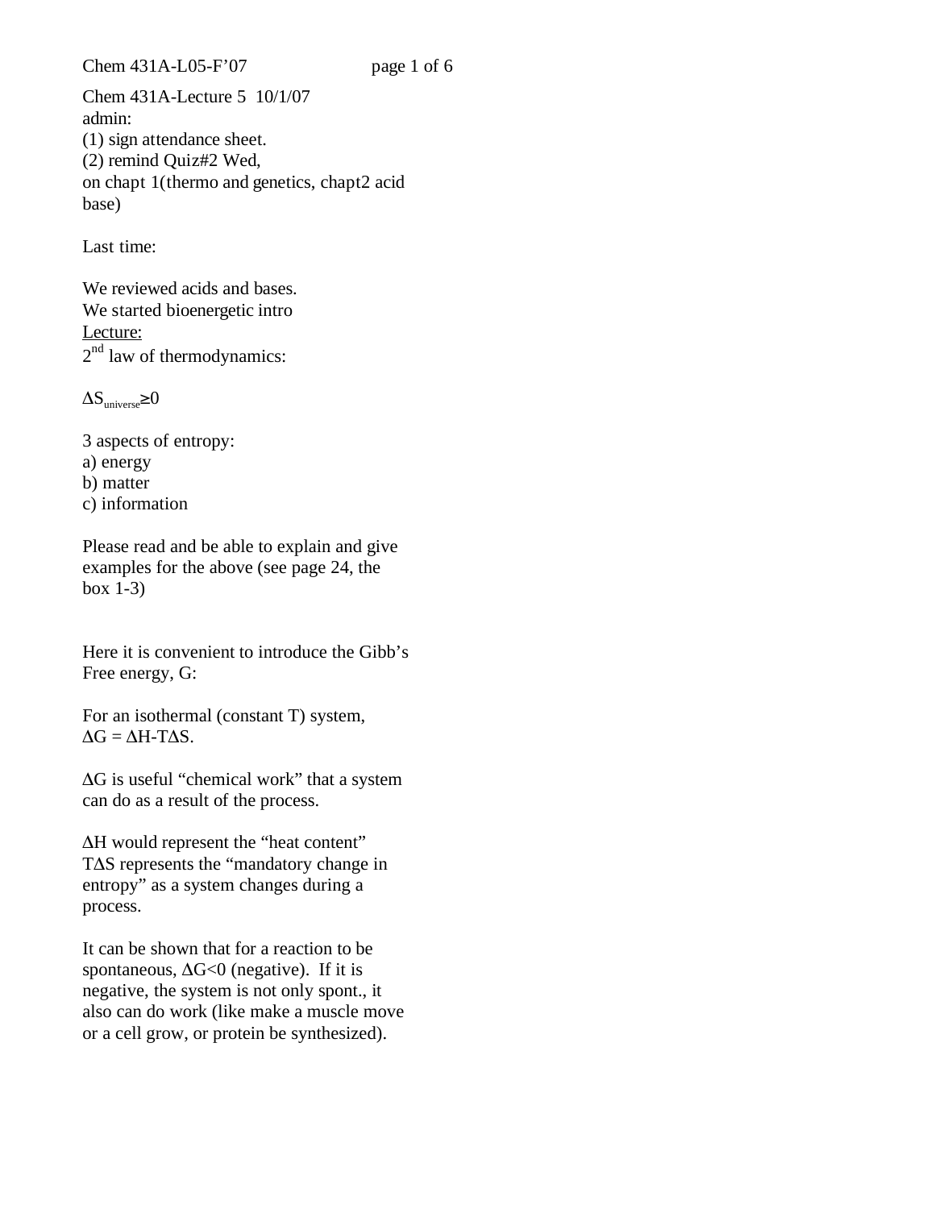Chem 431A-Lecture 5 10/1/07

admin:

(1) sign attendance sheet.

(2) remind Quiz#2 Wed,

on chapt 1(thermo and genetics, chapt2 acid base)

Last time:

We reviewed acids and bases.

We started bioenergetic intro

<u>Lecture:</u>

2nd law of thermodynamics:

$\Delta S_{universe} \geq 0$

3 aspects of entropy:

a) energy

b) matter

c) information

Please read and be able to explain and give examples for the above (see page 24, the box 1-3)

Here it is convenient to introduce the Gibb's Free energy, G:

For an isothermal (constant T) system,

$\Delta G = \Delta H - T\Delta S$.

$\Delta G$ is useful "chemical work" that a system can do as a result of the process.

$\Delta H$ would represent the "heat content"

$T\Delta S$ represents the "mandatory change in entropy" as a system changes during a process.

It can be shown that for a reaction to be spontaneous, $\Delta G<0$ (negative). If it is negative, the system is not only spont., it also can do work (like make a muscle move or a cell grow, or protein be synthesized).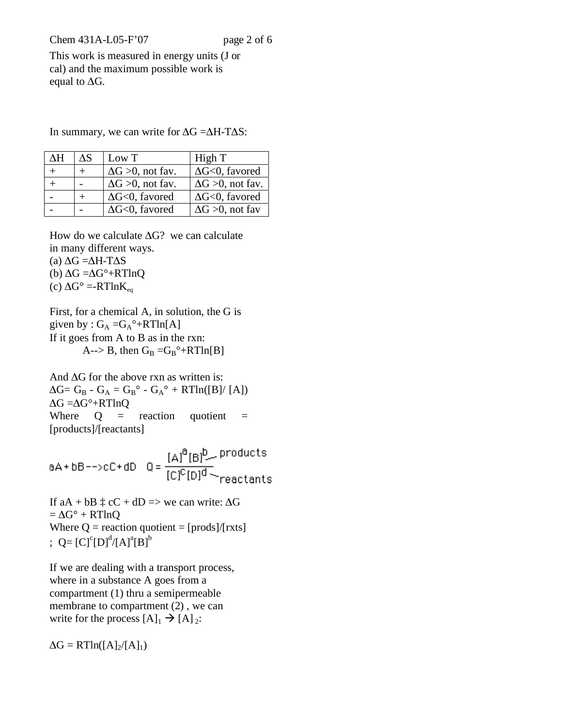This work is measured in energy units (J or cal) and the maximum possible work is equal to $\Delta G$.

In summary, we can write for $\Delta G = \Delta H - T\Delta S$:

| $\Delta H$ | $\Delta S$ | Low T | High T |
|---|---|---|---|
| + | + | $\Delta G > 0$, not fav. | $\Delta G < 0$, favored |
| + | - | $\Delta G > 0$, not fav. | $\Delta G > 0$, not fav. |
| - | + | $\Delta G < 0$, favored | $\Delta G < 0$, favored |
| - | - | $\Delta G < 0$, favored | $\Delta G > 0$, not fav |

How do we calculate $\Delta G$? we can calculate in many different ways.

(a) $\Delta G = \Delta H - T\Delta S$

(b) $\Delta G = \Delta G° + RT\ln Q$

(c) $\Delta G° = -RT\ln K_{eq}$

First, for a chemical A, in solution, the G is given by : $G_A = G_A° + RT\ln[A]$

If it goes from A to B as in the rxn:

A--> B, then $G_B = G_B° + RT\ln[B]$

And $\Delta G$ for the above rxn as written is:

$\Delta G = G_B - G_A = G_B° - G_A° + RT\ln([B]/[A])$

$\Delta G = \Delta G° + RT\ln Q$

Where Q = reaction quotient = [products]/[reactants]

$$aA + bB \rightarrow cC + dD \quad Q = \frac{[A]^a[B]^b}{[C]^c[D]^d}$$

(with "products" labeling the numerator and "reactants" labeling the denominator)

If aA + bB ‡ cC + dD => we can write: $\Delta G = \Delta G° + RT\ln Q$

Where Q = reaction quotient = [prods]/[rxts] ; $Q = [C]^c[D]^d/[A]^a[B]^b$

If we are dealing with a transport process, where in a substance A goes from a compartment (1) thru a semipermeable membrane to compartment (2) , we can write for the process $[A]_1 \rightarrow [A]_2$:

$\Delta G = RT\ln([A]_2/[A]_1)$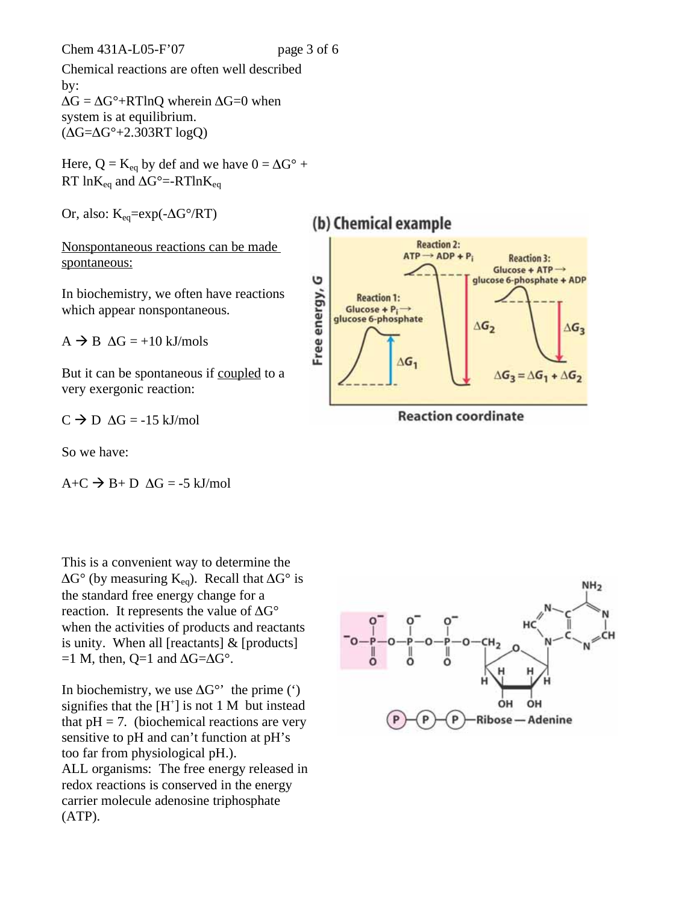Chemical reactions are often well described by:

$\Delta G = \Delta G° + RT\ln Q$ wherein $\Delta G=0$ when system is at equilibrium.
($\Delta G=\Delta G°+2.303RT \log Q$)

Here, $Q = K_{eq}$ by def and we have $0 = \Delta G° + RT \ln K_{eq}$ and $\Delta G°=-RT\ln K_{eq}$

Or, also: $K_{eq}=\exp(-\Delta G°/RT)$

<u>Nonspontaneous reactions can be made spontaneous:</u>

In biochemistry, we often have reactions which appear nonspontaneous.

$A \rightarrow B$ $\Delta G = +10$ kJ/mols

But it can be spontaneous if <u>coupled</u> to a very exergonic reaction:

$C \rightarrow D$ $\Delta G = -15$ kJ/mol

So we have:

$A+C \rightarrow B+ D$ $\Delta G = -5$ kJ/mol

This is a convenient way to determine the $\Delta G°$ (by measuring $K_{eq}$). Recall that $\Delta G°$ is the standard free energy change for a reaction. It represents the value of $\Delta G°$ when the activities of products and reactants is unity. When all [reactants] & [products] =1 M, then, Q=1 and $\Delta G=\Delta G°$.

In biochemistry, we use $\Delta G°'$ the prime (') signifies that the $[H^+]$ is not 1 M but instead that pH = 7. (biochemical reactions are very sensitive to pH and can't function at pH's too far from physiological pH.).

ALL organisms: The free energy released in redox reactions is conserved in the energy carrier molecule adenosine triphosphate (ATP).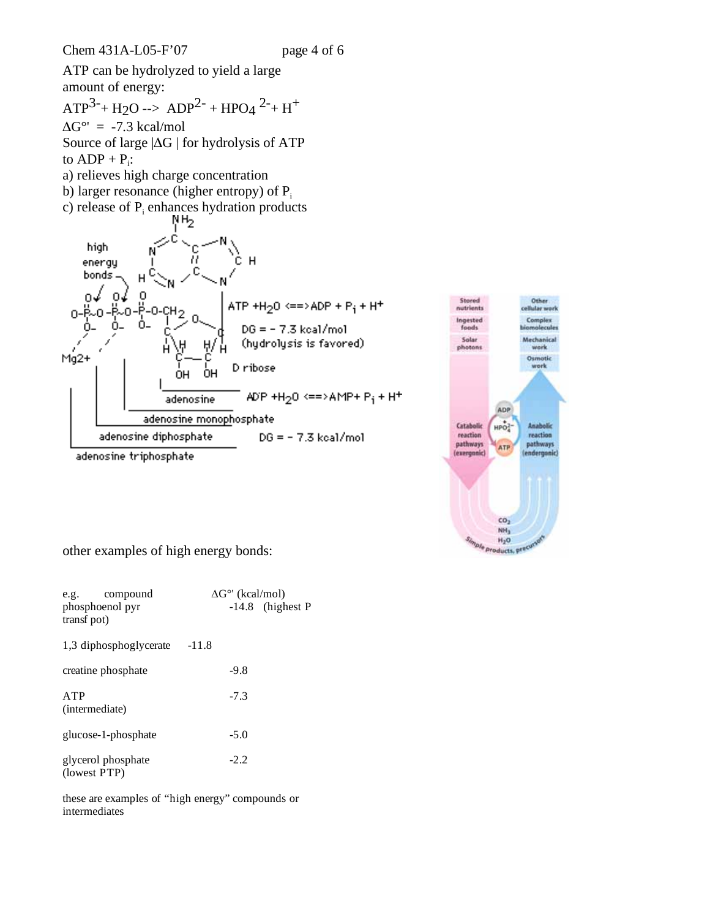ATP can be hydrolyzed to yield a large amount of energy:

$ATP^{3-} + H_2O \rightarrow ADP^{2-} + HPO_4^{2-} + H^+$

$\Delta G°' = -7.3$ kcal/mol

Source of large $|\Delta G|$ for hydrolysis of ATP to ADP + $P_i$:

a) relieves high charge concentration

b) larger resonance (higher entropy) of $P_i$

c) release of $P_i$ enhances hydration products

high energy bonds

$ATP + H_2O \Longleftrightarrow ADP + P_i + H^+$

DG = − 7.3 kcal/mol (hydrolysis is favored)

$Mg^{2+}$

D ribose

adenosine

$ADP + H_2O \Longleftrightarrow AMP + P_i + H^+$

adenosine monophosphate

adenosine diphosphate

DG = − 7.3 kcal/mol

adenosine triphosphate

Stored nutrients | Ingested foods | Solar photons | Catabolic reaction pathways (exergonic) | ADP | $HPO_4^{2-}$ | ATP | Anabolic reaction pathways (endergonic) | Other cellular work | Complex biomolecules | Mechanical work | Osmotic work | $CO_2$ | $NH_3$ | $H_2O$ | Simple products, precursors

other examples of high energy bonds:

| e.g. compound | $\Delta G°'$ (kcal/mol) |
|---|---|
| phosphoenol pyr | -14.8 (highest P transf pot) |
| 1,3 diphosphoglycerate | -11.8 |
| creatine phosphate | -9.8 |
| ATP (intermediate) | -7.3 |
| glucose-1-phosphate | -5.0 |
| glycerol phosphate (lowest PTP) | -2.2 |

these are examples of "high energy" compounds or intermediates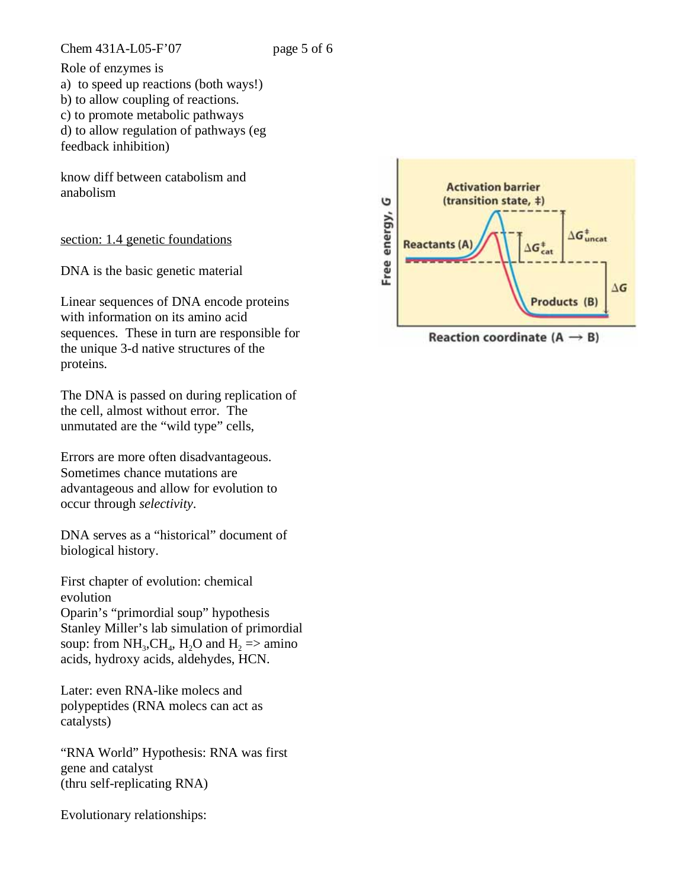Role of enzymes is

a) to speed up reactions (both ways!)
b) to allow coupling of reactions.
c) to promote metabolic pathways
d) to allow regulation of pathways (eg feedback inhibition)

know diff between catabolism and anabolism

<u>section: 1.4 genetic foundations</u>

DNA is the basic genetic material

Linear sequences of DNA encode proteins with information on its amino acid sequences. These in turn are responsible for the unique 3-d native structures of the proteins.

The DNA is passed on during replication of the cell, almost without error. The unmutated are the "wild type" cells,

Errors are more often disadvantageous. Sometimes chance mutations are advantageous and allow for evolution to occur through *selectivity*.

DNA serves as a "historical" document of biological history.

First chapter of evolution: chemical evolution
Oparin's "primordial soup" hypothesis
Stanley Miller's lab simulation of primordial soup: from $NH_3$,$CH_4$, $H_2O$ and $H_2$ => amino acids, hydroxy acids, aldehydes, HCN.

Later: even RNA-like molecs and polypeptides (RNA molecs can act as catalysts)

"RNA World" Hypothesis: RNA was first gene and catalyst
(thru self-replicating RNA)

Evolutionary relationships: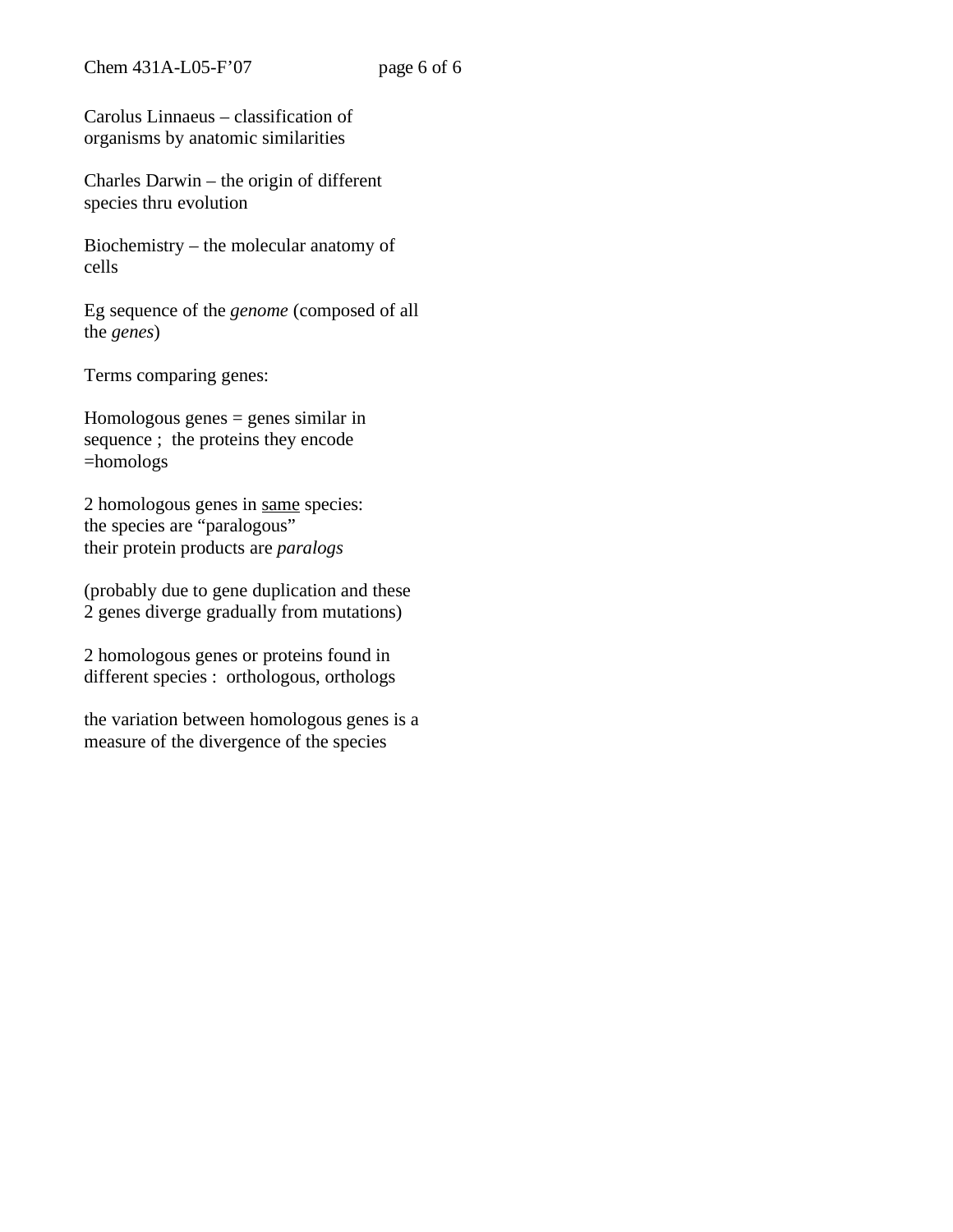Carolus Linnaeus – classification of organisms by anatomic similarities

Charles Darwin – the origin of different species thru evolution

Biochemistry – the molecular anatomy of cells

Eg sequence of the *genome* (composed of all the *genes*)

Terms comparing genes:

Homologous genes = genes similar in sequence ;  the proteins they encode =homologs

2 homologous genes in <u>same</u> species:
the species are "paralogous"
their protein products are *paralogs*

(probably due to gene duplication and these 2 genes diverge gradually from mutations)

2 homologous genes or proteins found in different species :  orthologous, orthologs

the variation between homologous genes is a measure of the divergence of the species